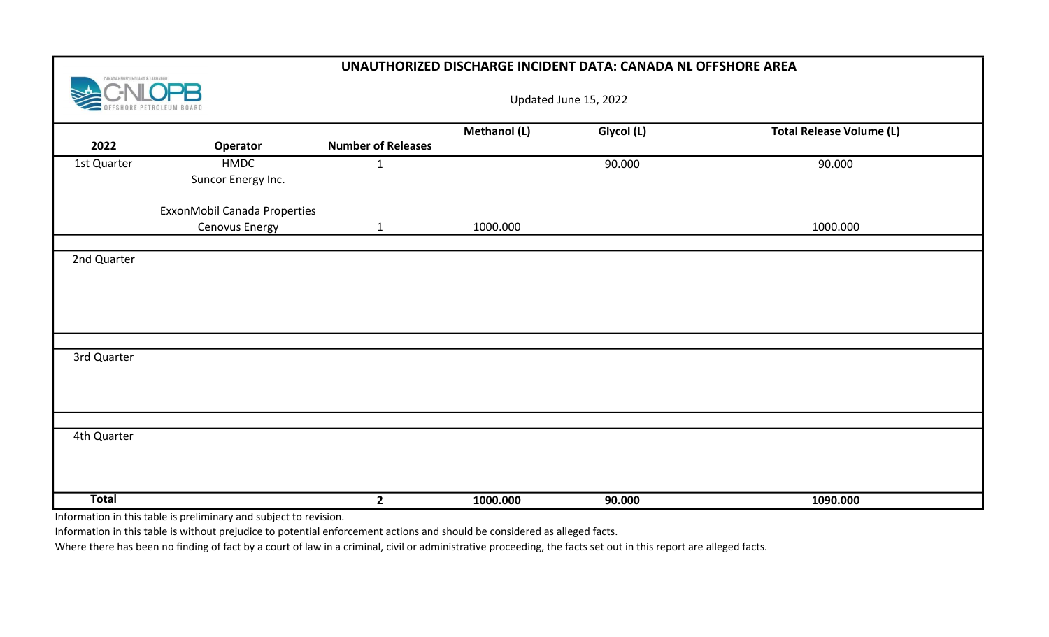# UNAUTHORIZED DISCHARGE INCIDENT DATA: CANADA NL OFFSHORE AREA

Updated June 15, 2022

| 2022 | Operator | Number of Releases | Methanol (L) | Glycol (L) | Total Release Volume (L) |
|---|---|---|---|---|---|
| 1st Quarter | HMDC | 1 | | 90.000 | 90.000 |
| | Suncor Energy Inc. | | | | |
| | ExxonMobil Canada Properties | | | | |
| | Cenovus Energy | 1 | 1000.000 | | 1000.000 |
| 2nd Quarter | | | | | |
| 3rd Quarter | | | | | |
| 4th Quarter | | | | | |
| **Total** | | **2** | **1000.000** | **90.000** | **1090.000** |

Information in this table is preliminary and subject to revision.

Information in this table is without prejudice to potential enforcement actions and should be considered as alleged facts.

Where there has been no finding of fact by a court of law in a criminal, civil or administrative proceeding, the facts set out in this report are alleged facts.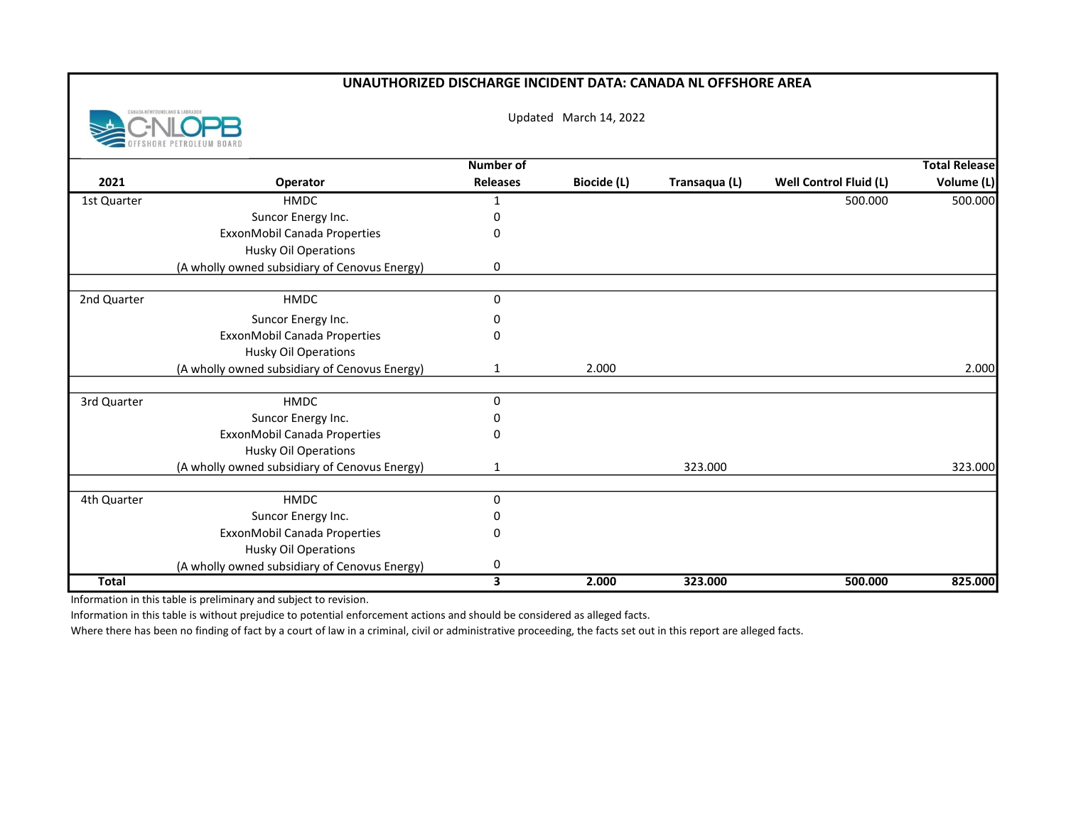# UNAUTHORIZED DISCHARGE INCIDENT DATA: CANADA NL OFFSHORE AREA

Updated March 14, 2022

| 2021 | Operator | Number of Releases | Biocide (L) | Transaqua (L) | Well Control Fluid (L) | Total Release Volume (L) |
|---|---|---|---|---|---|---|
| 1st Quarter | HMDC | 1 | | | 500.000 | 500.000 |
| | Suncor Energy Inc. | 0 | | | | |
| | ExxonMobil Canada Properties | 0 | | | | |
| | Husky Oil Operations (A wholly owned subsidiary of Cenovus Energy) | 0 | | | | |
| 2nd Quarter | HMDC | 0 | | | | |
| | Suncor Energy Inc. | 0 | | | | |
| | ExxonMobil Canada Properties | 0 | | | | |
| | Husky Oil Operations (A wholly owned subsidiary of Cenovus Energy) | 1 | 2.000 | | | 2.000 |
| 3rd Quarter | HMDC | 0 | | | | |
| | Suncor Energy Inc. | 0 | | | | |
| | ExxonMobil Canada Properties | 0 | | | | |
| | Husky Oil Operations (A wholly owned subsidiary of Cenovus Energy) | 1 | | 323.000 | | 323.000 |
| 4th Quarter | HMDC | 0 | | | | |
| | Suncor Energy Inc. | 0 | | | | |
| | ExxonMobil Canada Properties | 0 | | | | |
| | Husky Oil Operations (A wholly owned subsidiary of Cenovus Energy) | 0 | | | | |
| **Total** | | **3** | **2.000** | **323.000** | **500.000** | **825.000** |

Information in this table is preliminary and subject to revision.

Information in this table is without prejudice to potential enforcement actions and should be considered as alleged facts.

Where there has been no finding of fact by a court of law in a criminal, civil or administrative proceeding, the facts set out in this report are alleged facts.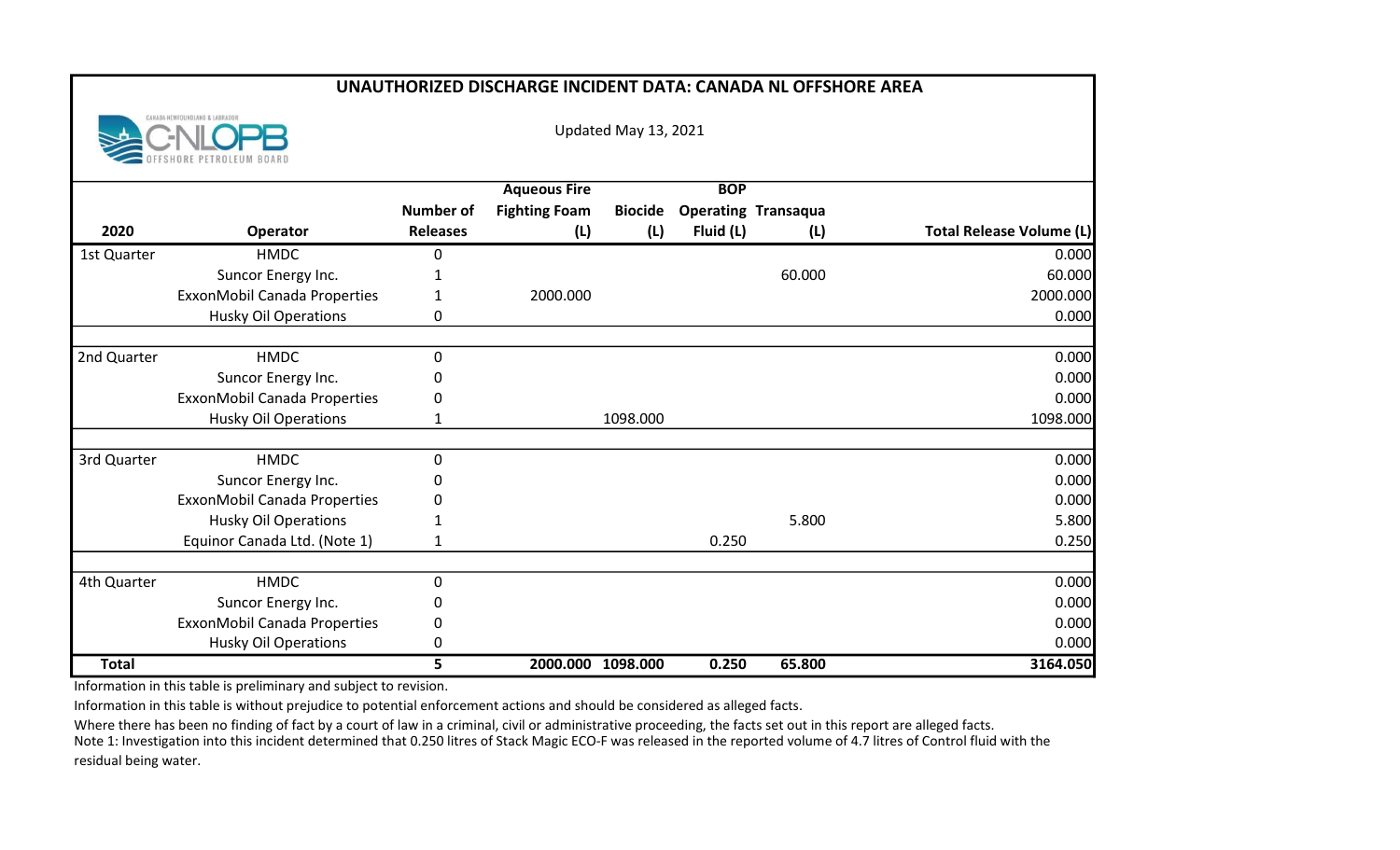# UNAUTHORIZED DISCHARGE INCIDENT DATA: CANADA NL OFFSHORE AREA

Updated May 13, 2021

| 2020 | Operator | Number of Releases | Aqueous Fire Fighting Foam (L) | Biocide (L) | BOP Operating Fluid (L) | Transaqua (L) | Total Release Volume (L) |
|---|---|---|---|---|---|---|---|
| 1st Quarter | HMDC | 0 | | | | | 0.000 |
| | Suncor Energy Inc. | 1 | | | | 60.000 | 60.000 |
| | ExxonMobil Canada Properties | 1 | 2000.000 | | | | 2000.000 |
| | Husky Oil Operations | 0 | | | | | 0.000 |
| 2nd Quarter | HMDC | 0 | | | | | 0.000 |
| | Suncor Energy Inc. | 0 | | | | | 0.000 |
| | ExxonMobil Canada Properties | 0 | | | | | 0.000 |
| | Husky Oil Operations | 1 | | 1098.000 | | | 1098.000 |
| 3rd Quarter | HMDC | 0 | | | | | 0.000 |
| | Suncor Energy Inc. | 0 | | | | | 0.000 |
| | ExxonMobil Canada Properties | 0 | | | | | 0.000 |
| | Husky Oil Operations | 1 | | | | 5.800 | 5.800 |
| | Equinor Canada Ltd. (Note 1) | 1 | | | 0.250 | | 0.250 |
| 4th Quarter | HMDC | 0 | | | | | 0.000 |
| | Suncor Energy Inc. | 0 | | | | | 0.000 |
| | ExxonMobil Canada Properties | 0 | | | | | 0.000 |
| | Husky Oil Operations | 0 | | | | | 0.000 |
| **Total** | | **5** | **2000.000** | **1098.000** | **0.250** | **65.800** | **3164.050** |

Information in this table is preliminary and subject to revision.

Information in this table is without prejudice to potential enforcement actions and should be considered as alleged facts.

Where there has been no finding of fact by a court of law in a criminal, civil or administrative proceeding, the facts set out in this report are alleged facts.

Note 1: Investigation into this incident determined that 0.250 litres of Stack Magic ECO-F was released in the reported volume of 4.7 litres of Control fluid with the residual being water.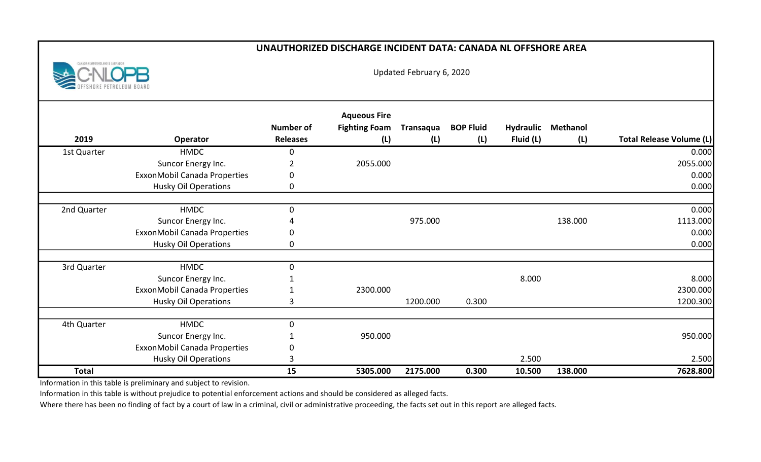# UNAUTHORIZED DISCHARGE INCIDENT DATA: CANADA NL OFFSHORE AREA

Updated February 6, 2020

| 2019 | Operator | Number of Releases | Aqueous Fire Fighting Foam (L) | Transaqua (L) | BOP Fluid (L) | Hydraulic Fluid (L) | Methanol (L) | Total Release Volume (L) |
|---|---|---|---|---|---|---|---|---|
| 1st Quarter | HMDC | 0 | | | | | | 0.000 |
| | Suncor Energy Inc. | 2 | 2055.000 | | | | | 2055.000 |
| | ExxonMobil Canada Properties | 0 | | | | | | 0.000 |
| | Husky Oil Operations | 0 | | | | | | 0.000 |
| 2nd Quarter | HMDC | 0 | | | | | | 0.000 |
| | Suncor Energy Inc. | 4 | | 975.000 | | | 138.000 | 1113.000 |
| | ExxonMobil Canada Properties | 0 | | | | | | 0.000 |
| | Husky Oil Operations | 0 | | | | | | 0.000 |
| 3rd Quarter | HMDC | 0 | | | | | | |
| | Suncor Energy Inc. | 1 | | | | 8.000 | | 8.000 |
| | ExxonMobil Canada Properties | 1 | 2300.000 | | | | | 2300.000 |
| | Husky Oil Operations | 3 | | 1200.000 | 0.300 | | | 1200.300 |
| 4th Quarter | HMDC | 0 | | | | | | |
| | Suncor Energy Inc. | 1 | 950.000 | | | | | 950.000 |
| | ExxonMobil Canada Properties | 0 | | | | | | |
| | Husky Oil Operations | 3 | | | | 2.500 | | 2.500 |
| **Total** | | **15** | **5305.000** | **2175.000** | **0.300** | **10.500** | **138.000** | **7628.800** |

Information in this table is preliminary and subject to revision.

Information in this table is without prejudice to potential enforcement actions and should be considered as alleged facts.

Where there has been no finding of fact by a court of law in a criminal, civil or administrative proceeding, the facts set out in this report are alleged facts.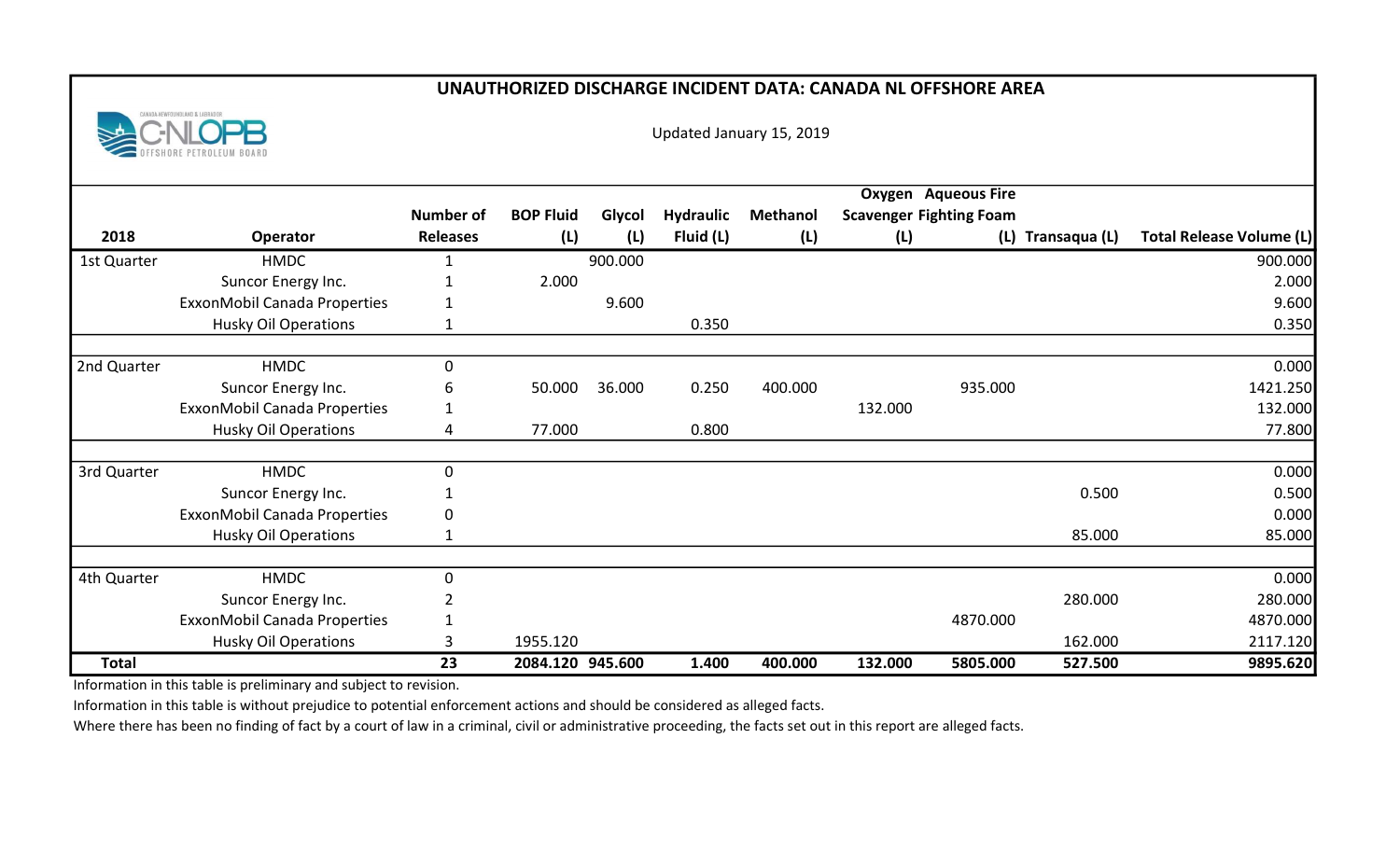# UNAUTHORIZED DISCHARGE INCIDENT DATA: CANADA NL OFFSHORE AREA

Updated January 15, 2019

| 2018 | Operator | Number of Releases | BOP Fluid (L) | Glycol (L) | Hydraulic Fluid (L) | Methanol (L) | Oxygen Scavenger (L) | Aqueous Fire Fighting Foam (L) | Transaqua (L) | Total Release Volume (L) |
|---|---|---|---|---|---|---|---|---|---|---|
| 1st Quarter | HMDC | 1 | | 900.000 | | | | | | 900.000 |
| | Suncor Energy Inc. | 1 | 2.000 | | | | | | | 2.000 |
| | ExxonMobil Canada Properties | 1 | | 9.600 | | | | | | 9.600 |
| | Husky Oil Operations | 1 | | | 0.350 | | | | | 0.350 |
| 2nd Quarter | HMDC | 0 | | | | | | | | 0.000 |
| | Suncor Energy Inc. | 6 | 50.000 | 36.000 | 0.250 | 400.000 | | 935.000 | | 1421.250 |
| | ExxonMobil Canada Properties | 1 | | | | | 132.000 | | | 132.000 |
| | Husky Oil Operations | 4 | 77.000 | | 0.800 | | | | | 77.800 |
| 3rd Quarter | HMDC | 0 | | | | | | | | 0.000 |
| | Suncor Energy Inc. | 1 | | | | | | | 0.500 | 0.500 |
| | ExxonMobil Canada Properties | 0 | | | | | | | | 0.000 |
| | Husky Oil Operations | 1 | | | | | | | 85.000 | 85.000 |
| 4th Quarter | HMDC | 0 | | | | | | | | 0.000 |
| | Suncor Energy Inc. | 2 | | | | | | | 280.000 | 280.000 |
| | ExxonMobil Canada Properties | 1 | | | | | | 4870.000 | | 4870.000 |
| | Husky Oil Operations | 3 | 1955.120 | | | | | | 162.000 | 2117.120 |
| **Total** | | **23** | **2084.120** | **945.600** | **1.400** | **400.000** | **132.000** | **5805.000** | **527.500** | **9895.620** |

Information in this table is preliminary and subject to revision.

Information in this table is without prejudice to potential enforcement actions and should be considered as alleged facts.

Where there has been no finding of fact by a court of law in a criminal, civil or administrative proceeding, the facts set out in this report are alleged facts.